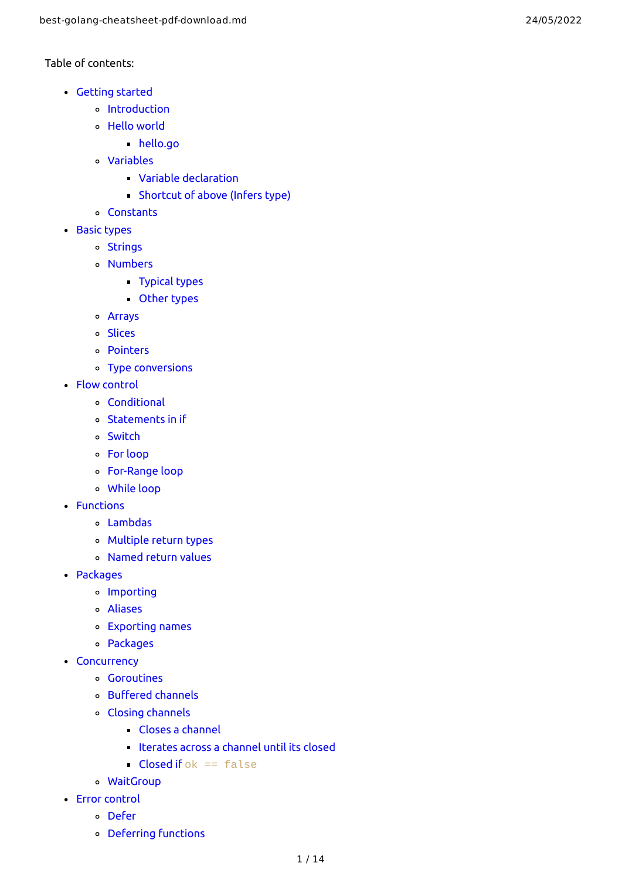Table of contents:

- Getting started
  - Introduction
  - Hello world
    - hello.go
  - Variables
    - Variable declaration
    - Shortcut of above (Infers type)
  - Constants
- Basic types
  - Strings
  - Numbers
    - Typical types
    - Other types
  - Arrays
  - Slices
  - Pointers
  - Type conversions
- Flow control
  - Conditional
  - Statements in if
  - Switch
  - For loop
  - For-Range loop
  - While loop
- Functions
  - Lambdas
  - Multiple return types
  - Named return values
- Packages
  - Importing
  - Aliases
  - Exporting names
  - Packages
- Concurrency
  - Goroutines
  - Buffered channels
  - Closing channels
    - Closes a channel
    - Iterates across a channel until its closed
    - Closed if `ok == false`
  - WaitGroup
- Error control
  - Defer
  - Deferring functions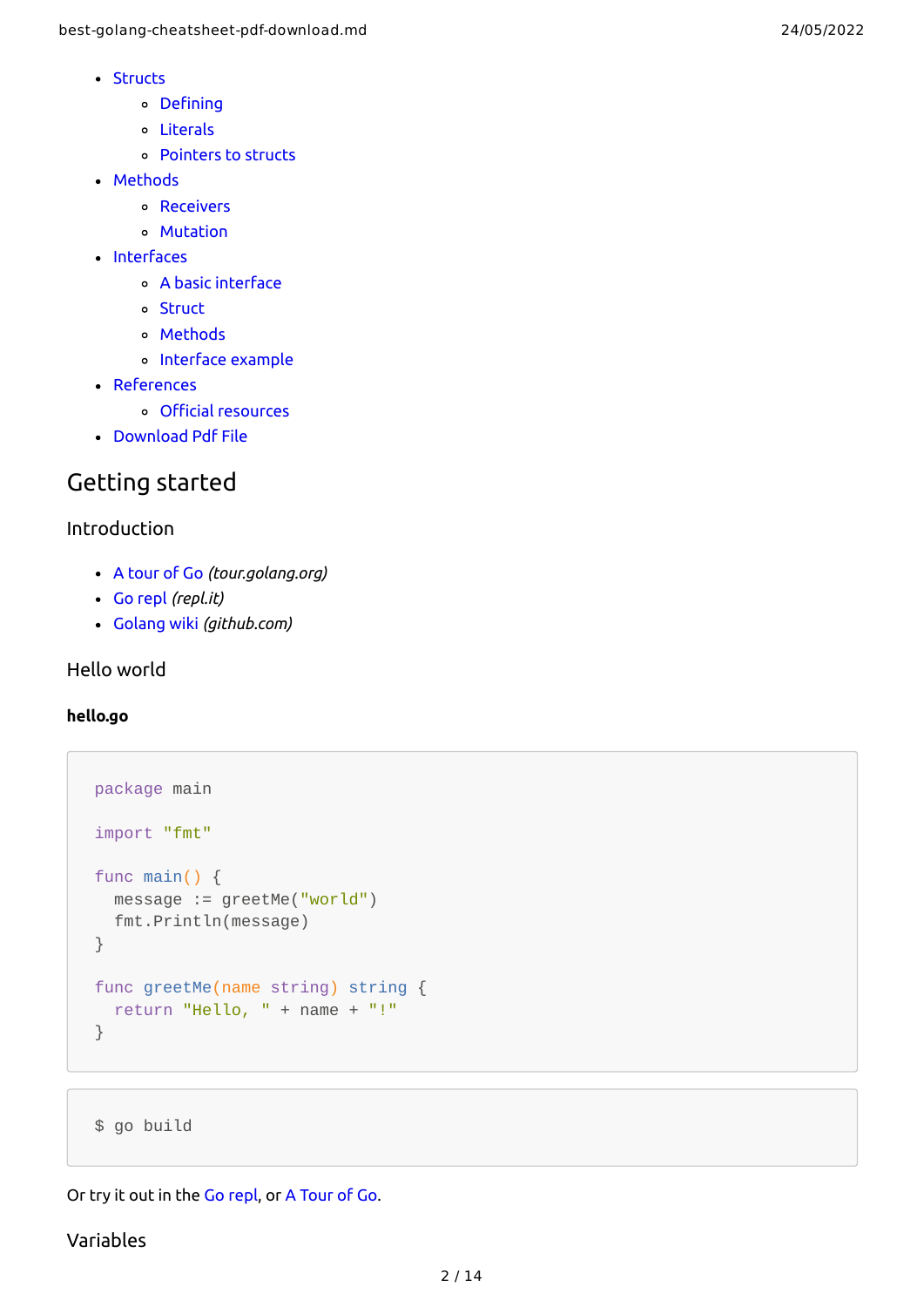- Structs
  - Defining
  - Literals
  - Pointers to structs
- Methods
  - Receivers
  - Mutation
- Interfaces
  - A basic interface
  - Struct
  - Methods
  - Interface example
- References
  - Official resources
- Download Pdf File

## Getting started

### Introduction

- A tour of Go *(tour.golang.org)*
- Go repl *(repl.it)*
- Golang wiki *(github.com)*

### Hello world

**hello.go**

```go
package main

import "fmt"

func main() {
  message := greetMe("world")
  fmt.Println(message)
}

func greetMe(name string) string {
  return "Hello, " + name + "!"
}
```

```
$ go build
```

Or try it out in the Go repl, or A Tour of Go.

### Variables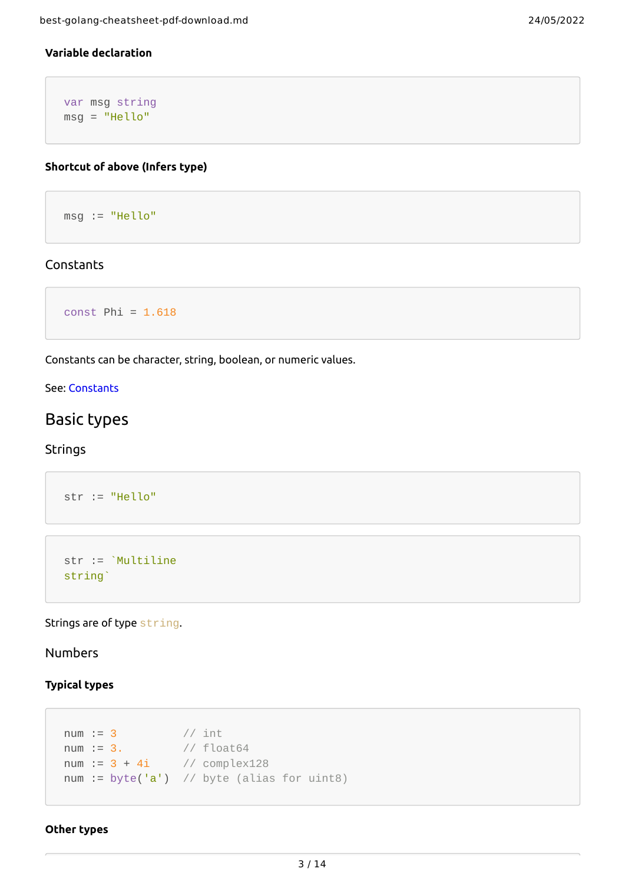#### Variable declaration

```
var msg string
msg = "Hello"
```

#### Shortcut of above (Infers type)

```
msg := "Hello"
```

### Constants

```
const Phi = 1.618
```

Constants can be character, string, boolean, or numeric values.

See: Constants

## Basic types

### Strings

```
str := "Hello"
```

```
str := `Multiline
string`
```

Strings are of type `string`.

### Numbers

#### Typical types

```
num := 3          // int
num := 3.         // float64
num := 3 + 4i     // complex128
num := byte('a')  // byte (alias for uint8)
```

#### Other types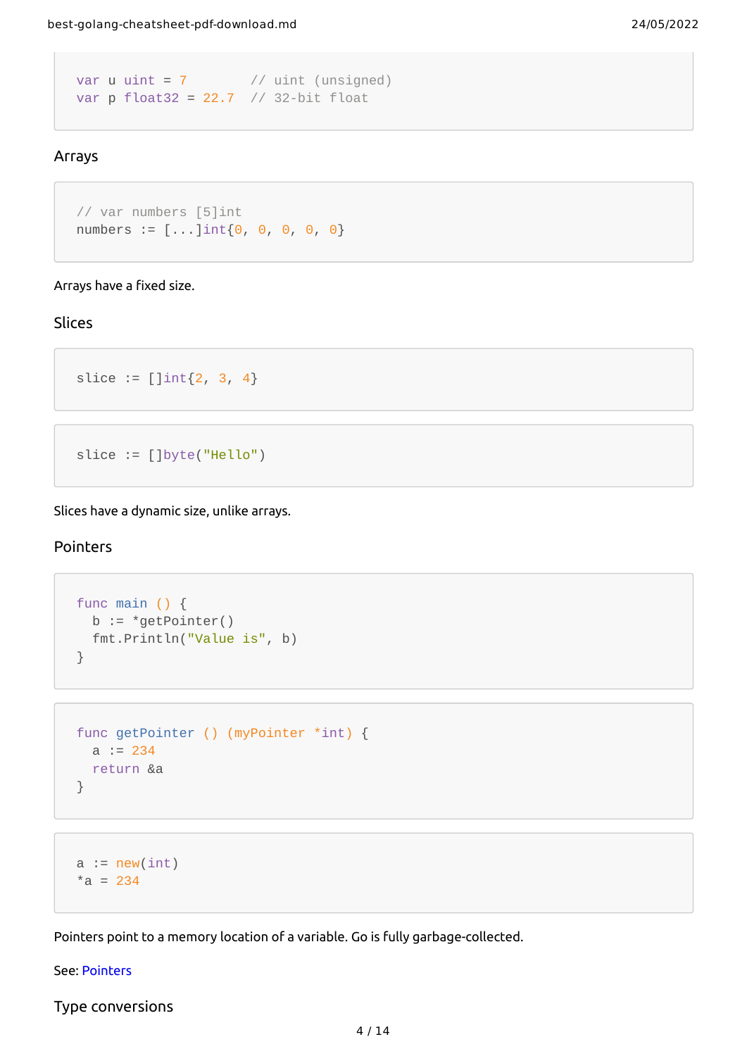```
var u uint = 7        // uint (unsigned)
var p float32 = 22.7  // 32-bit float
```

### Arrays

```
// var numbers [5]int
numbers := [...]int{0, 0, 0, 0, 0}
```

Arrays have a fixed size.

### Slices

```
slice := []int{2, 3, 4}
```

```
slice := []byte("Hello")
```

Slices have a dynamic size, unlike arrays.

### Pointers

```
func main () {
  b := *getPointer()
  fmt.Println("Value is", b)
}
```

```
func getPointer () (myPointer *int) {
  a := 234
  return &a
}
```

```
a := new(int)
*a = 234
```

Pointers point to a memory location of a variable. Go is fully garbage-collected.

See: Pointers

### Type conversions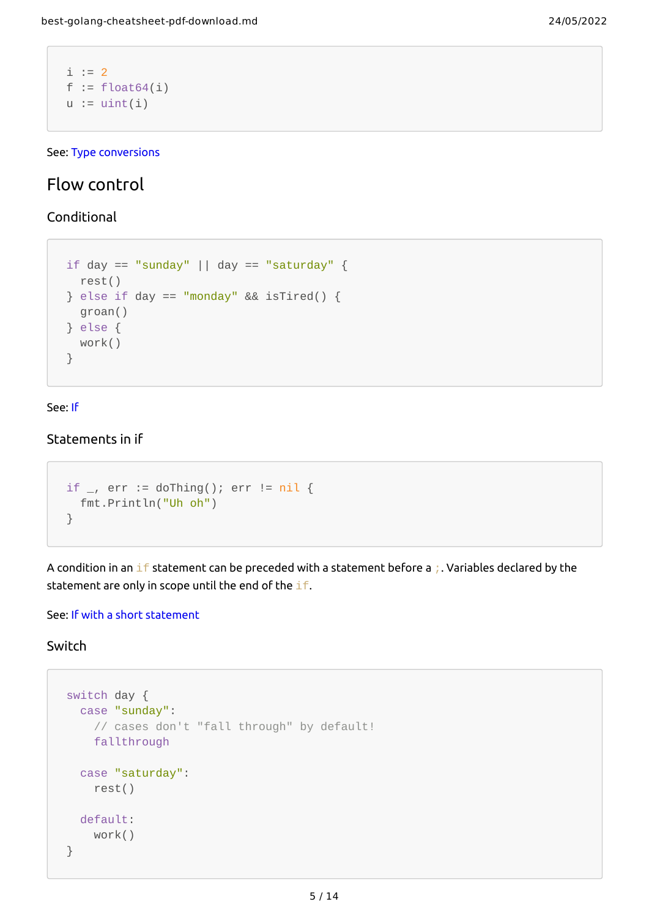```go
i := 2
f := float64(i)
u := uint(i)
```

See: Type conversions

## Flow control

### Conditional

```go
if day == "sunday" || day == "saturday" {
  rest()
} else if day == "monday" && isTired() {
  groan()
} else {
  work()
}
```

See: If

### Statements in if

```go
if _, err := doThing(); err != nil {
  fmt.Println("Uh oh")
}
```

A condition in an `if` statement can be preceded with a statement before a `;`. Variables declared by the statement are only in scope until the end of the `if`.

See: If with a short statement

### Switch

```go
switch day {
  case "sunday":
    // cases don't "fall through" by default!
    fallthrough

  case "saturday":
    rest()

  default:
    work()
}
```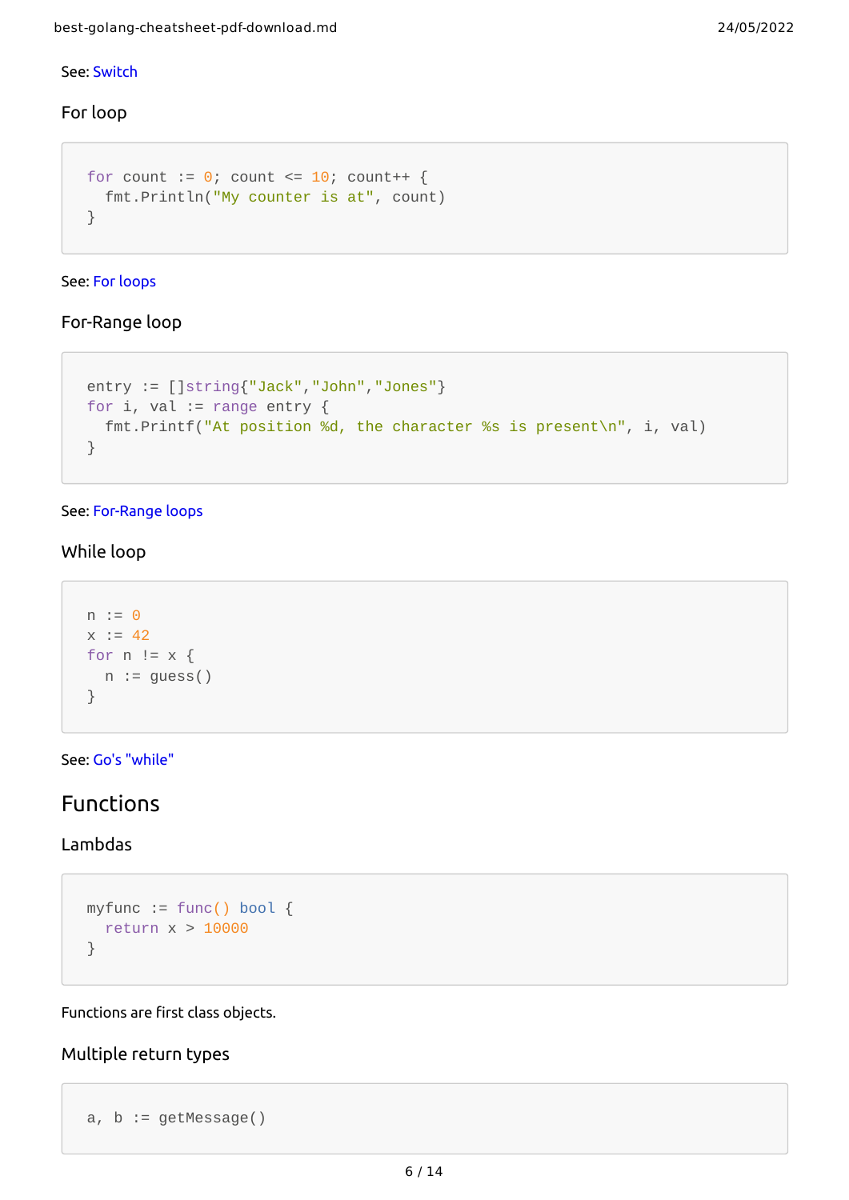See: Switch

### For loop

```go
for count := 0; count <= 10; count++ {
  fmt.Println("My counter is at", count)
}
```

See: For loops

### For-Range loop

```go
entry := []string{"Jack","John","Jones"}
for i, val := range entry {
  fmt.Printf("At position %d, the character %s is present\n", i, val)
}
```

See: For-Range loops

### While loop

```go
n := 0
x := 42
for n != x {
  n := guess()
}
```

See: Go's "while"

## Functions

### Lambdas

```go
myfunc := func() bool {
  return x > 10000
}
```

Functions are first class objects.

### Multiple return types

```go
a, b := getMessage()
```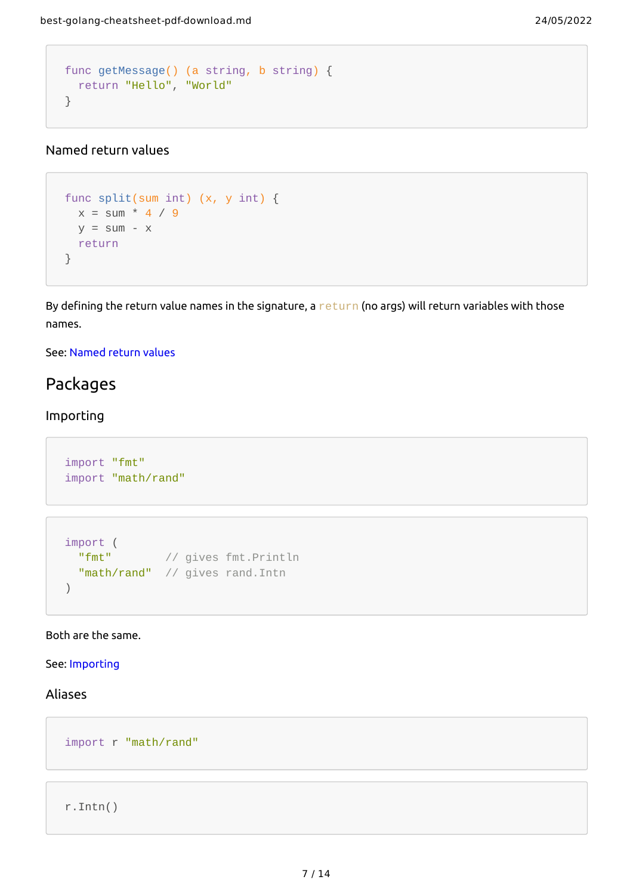```
func getMessage() (a string, b string) {
  return "Hello", "World"
}
```

### Named return values

```
func split(sum int) (x, y int) {
  x = sum * 4 / 9
  y = sum - x
  return
}
```

By defining the return value names in the signature, a `return` (no args) will return variables with those names.

See: Named return values

## Packages

### Importing

```
import "fmt"
import "math/rand"
```

```
import (
  "fmt"        // gives fmt.Println
  "math/rand"  // gives rand.Intn
)
```

Both are the same.

See: Importing

### Aliases

```
import r "math/rand"
```

```
r.Intn()
```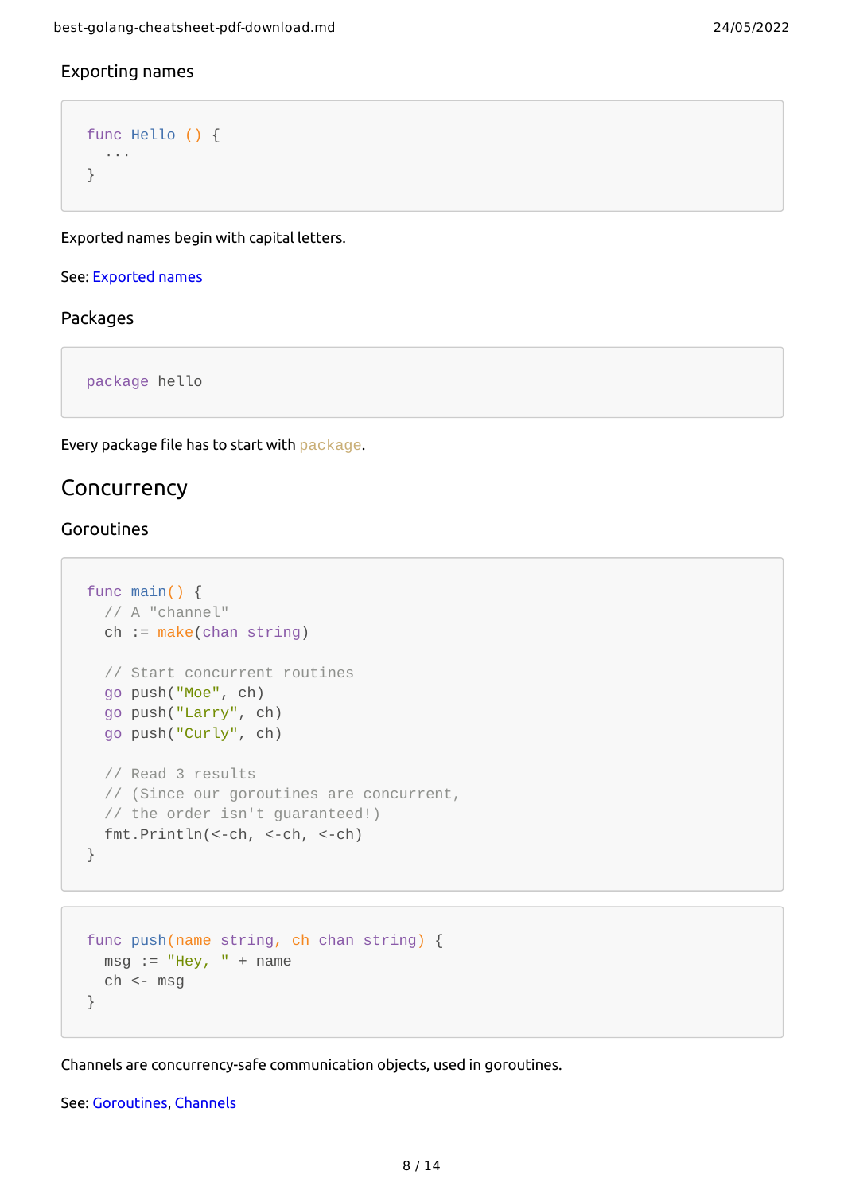### Exporting names

```go
func Hello () {
  ...
}
```

Exported names begin with capital letters.

See: Exported names

### Packages

```go
package hello
```

Every package file has to start with `package`.

## Concurrency

### Goroutines

```go
func main() {
  // A "channel"
  ch := make(chan string)

  // Start concurrent routines
  go push("Moe", ch)
  go push("Larry", ch)
  go push("Curly", ch)

  // Read 3 results
  // (Since our goroutines are concurrent,
  // the order isn't guaranteed!)
  fmt.Println(<-ch, <-ch, <-ch)
}
```

```go
func push(name string, ch chan string) {
  msg := "Hey, " + name
  ch <- msg
}
```

Channels are concurrency-safe communication objects, used in goroutines.

See: Goroutines, Channels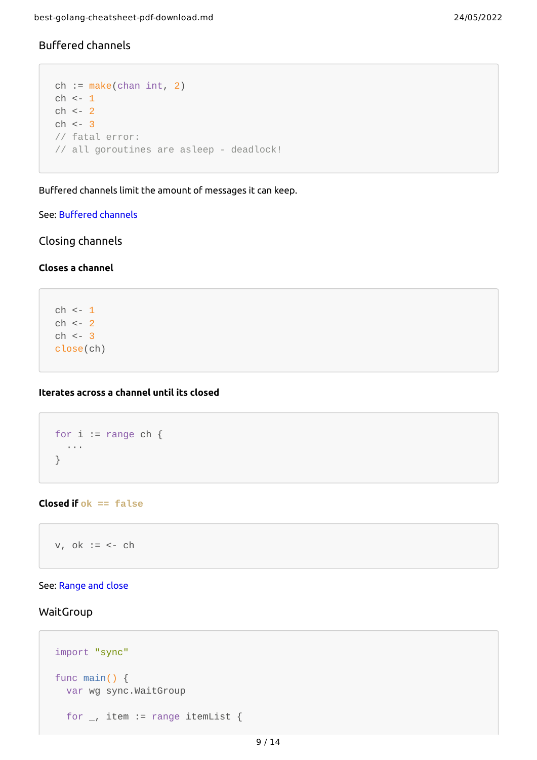### Buffered channels

```
ch := make(chan int, 2)
ch <- 1
ch <- 2
ch <- 3
// fatal error:
// all goroutines are asleep - deadlock!
```

Buffered channels limit the amount of messages it can keep.

See: Buffered channels

### Closing channels

#### Closes a channel

```
ch <- 1
ch <- 2
ch <- 3
close(ch)
```

#### Iterates across a channel until its closed

```
for i := range ch {
  ···
}
```

#### Closed if `ok == false`

```
v, ok := <- ch
```

See: Range and close

### WaitGroup

```
import "sync"

func main() {
  var wg sync.WaitGroup

  for _, item := range itemList {
```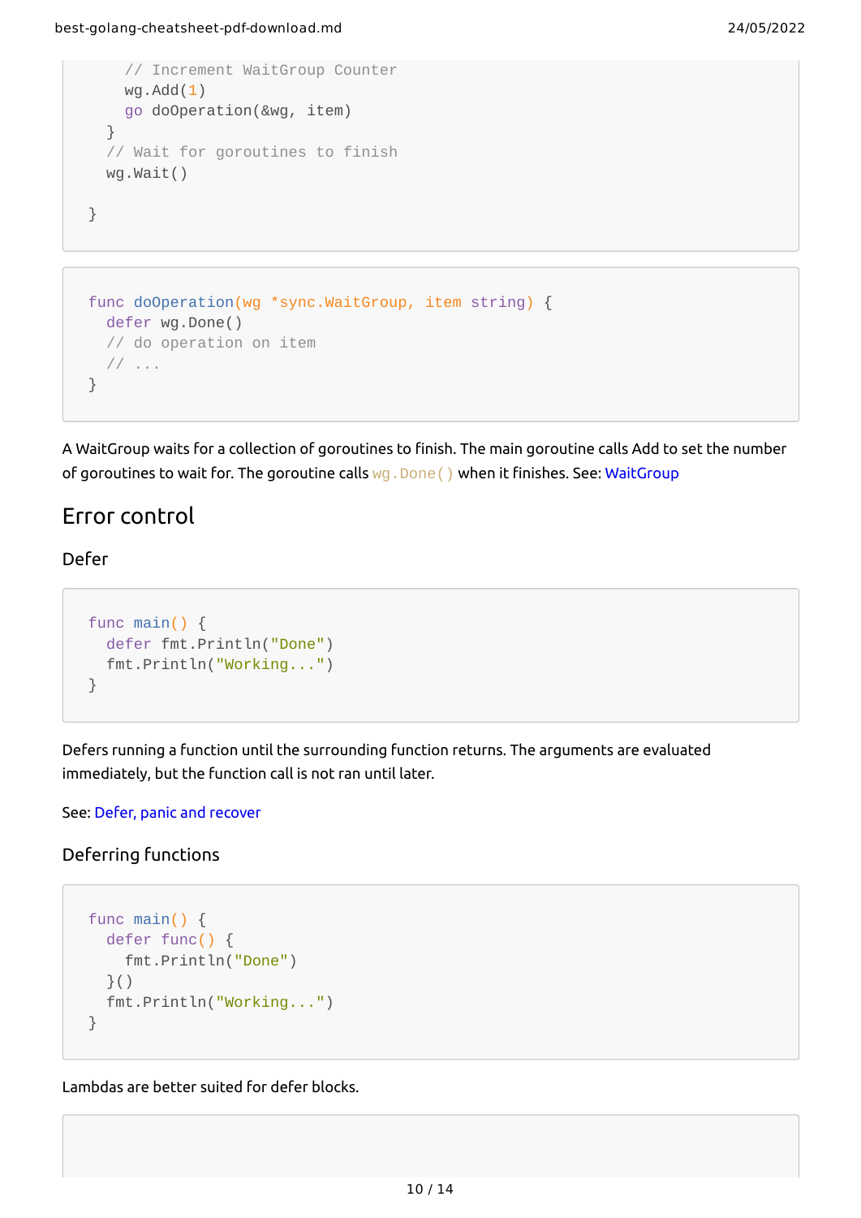```
    // Increment WaitGroup Counter
    wg.Add(1)
    go doOperation(&wg, item)
  }
  // Wait for goroutines to finish
  wg.Wait()

}
```

```
func doOperation(wg *sync.WaitGroup, item string) {
  defer wg.Done()
  // do operation on item
  // ...
}
```

A WaitGroup waits for a collection of goroutines to finish. The main goroutine calls Add to set the number of goroutines to wait for. The goroutine calls `wg.Done()` when it finishes. See: [WaitGroup]

## Error control

### Defer

```
func main() {
  defer fmt.Println("Done")
  fmt.Println("Working...")
}
```

Defers running a function until the surrounding function returns. The arguments are evaluated immediately, but the function call is not ran until later.

See: [Defer, panic and recover]

### Deferring functions

```
func main() {
  defer func() {
    fmt.Println("Done")
  }()
  fmt.Println("Working...")
}
```

Lambdas are better suited for defer blocks.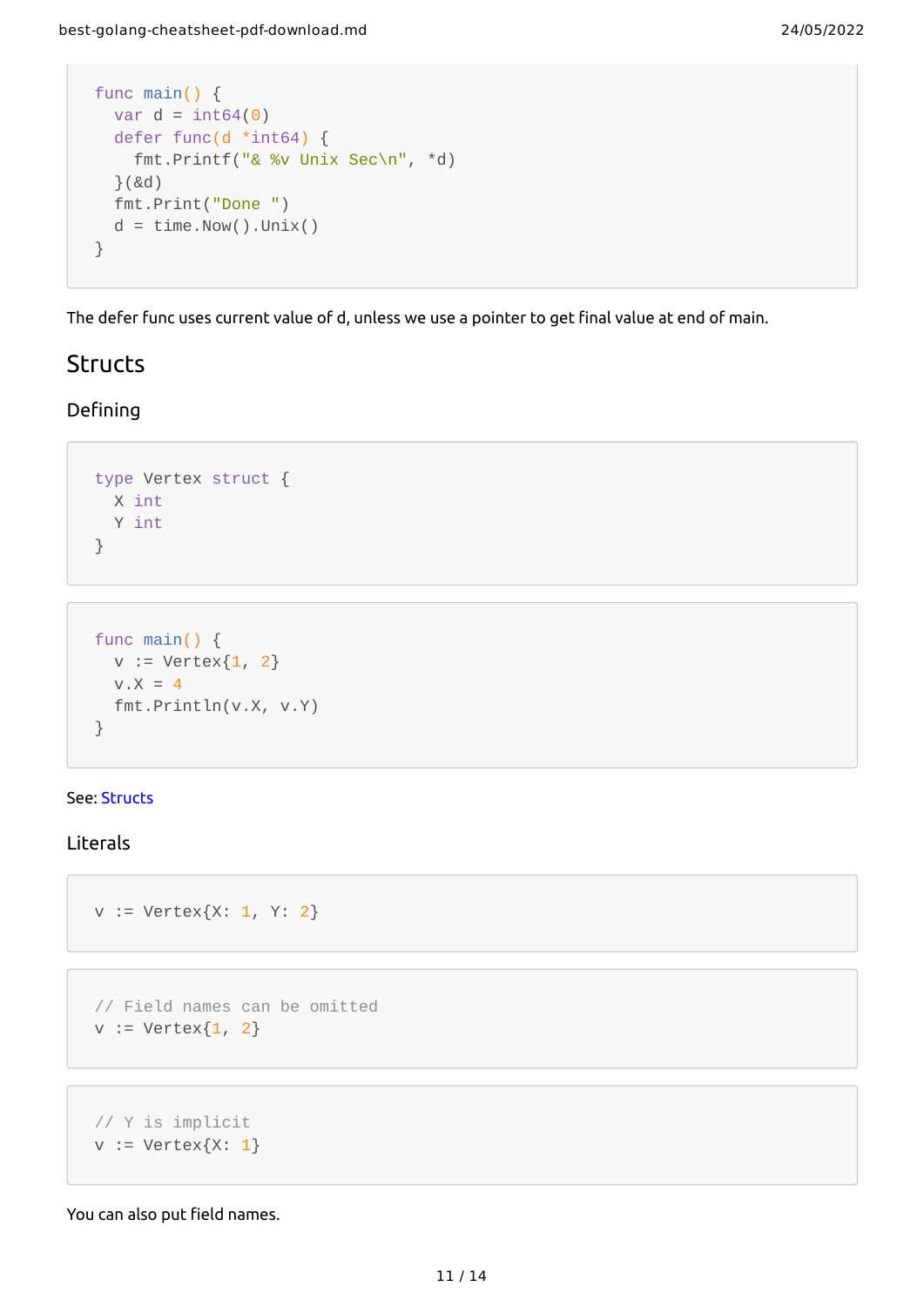```go
func main() {
  var d = int64(0)
  defer func(d *int64) {
    fmt.Printf("& %v Unix Sec\n", *d)
  }(&d)
  fmt.Print("Done ")
  d = time.Now().Unix()
}
```

The defer func uses current value of d, unless we use a pointer to get final value at end of main.

## Structs

### Defining

```go
type Vertex struct {
  X int
  Y int
}
```

```go
func main() {
  v := Vertex{1, 2}
  v.X = 4
  fmt.Println(v.X, v.Y)
}
```

See: Structs

### Literals

```go
v := Vertex{X: 1, Y: 2}
```

```go
// Field names can be omitted
v := Vertex{1, 2}
```

```go
// Y is implicit
v := Vertex{X: 1}
```

You can also put field names.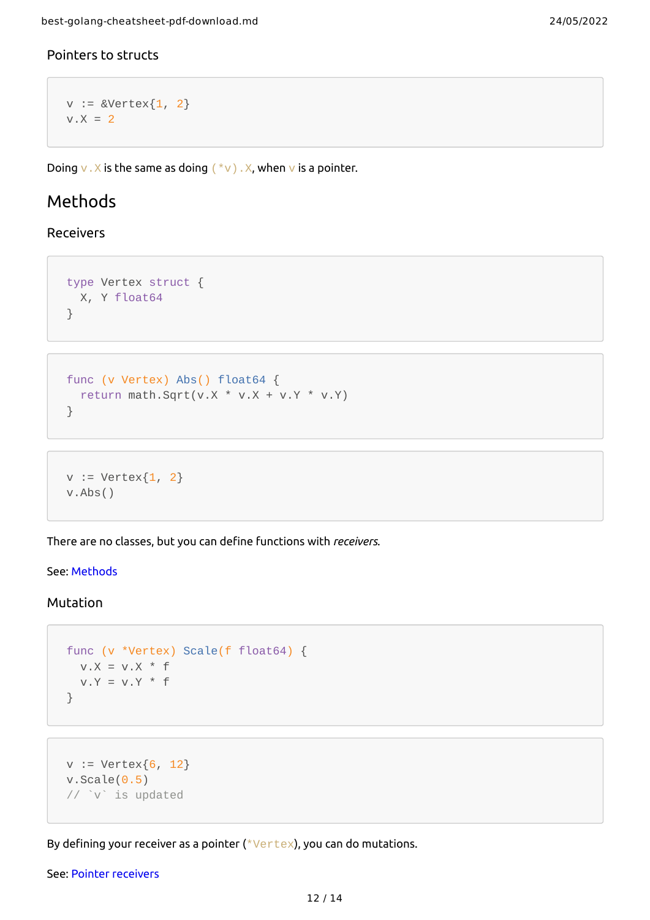### Pointers to structs

```
v := &Vertex{1, 2}
v.X = 2
```

Doing `v.X` is the same as doing `(*v).X`, when `v` is a pointer.

## Methods

### Receivers

```
type Vertex struct {
  X, Y float64
}
```

```
func (v Vertex) Abs() float64 {
  return math.Sqrt(v.X * v.X + v.Y * v.Y)
}
```

```
v := Vertex{1, 2}
v.Abs()
```

There are no classes, but you can define functions with *receivers*.

See: Methods

### Mutation

```
func (v *Vertex) Scale(f float64) {
  v.X = v.X * f
  v.Y = v.Y * f
}
```

```
v := Vertex{6, 12}
v.Scale(0.5)
// `v` is updated
```

By defining your receiver as a pointer (`*Vertex`), you can do mutations.

See: Pointer receivers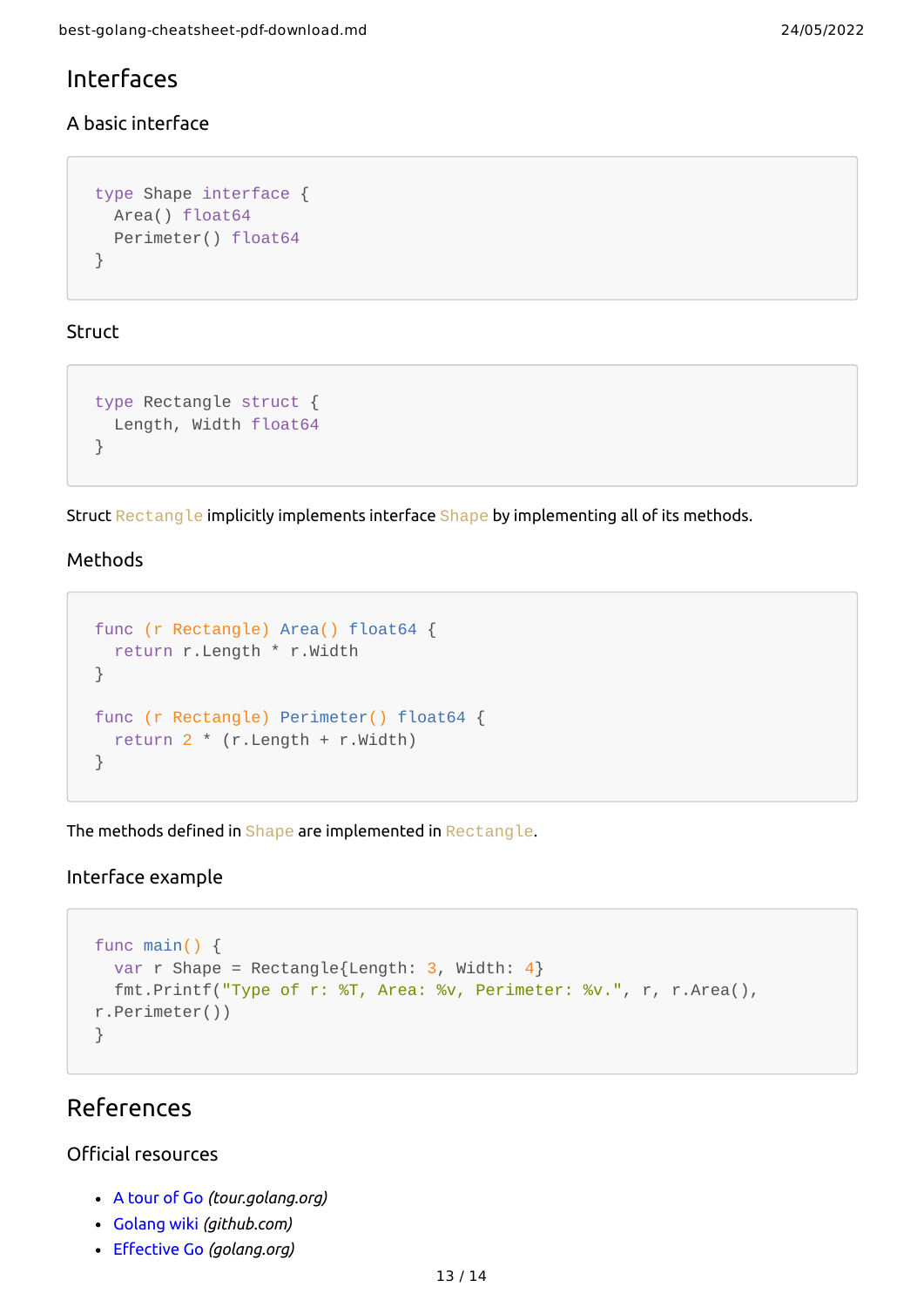## Interfaces

### A basic interface

```go
type Shape interface {
  Area() float64
  Perimeter() float64
}
```

### Struct

```go
type Rectangle struct {
  Length, Width float64
}
```

Struct `Rectangle` implicitly implements interface `Shape` by implementing all of its methods.

### Methods

```go
func (r Rectangle) Area() float64 {
  return r.Length * r.Width
}

func (r Rectangle) Perimeter() float64 {
  return 2 * (r.Length + r.Width)
}
```

The methods defined in `Shape` are implemented in `Rectangle`.

### Interface example

```go
func main() {
  var r Shape = Rectangle{Length: 3, Width: 4}
  fmt.Printf("Type of r: %T, Area: %v, Perimeter: %v.", r, r.Area(),
r.Perimeter())
}
```

## References

### Official resources

- A tour of Go *(tour.golang.org)*
- Golang wiki *(github.com)*
- Effective Go *(golang.org)*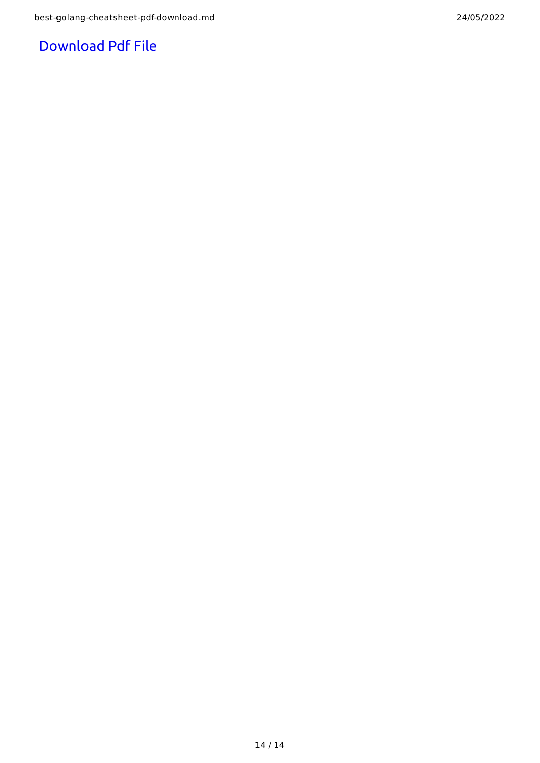[Download Pdf File]